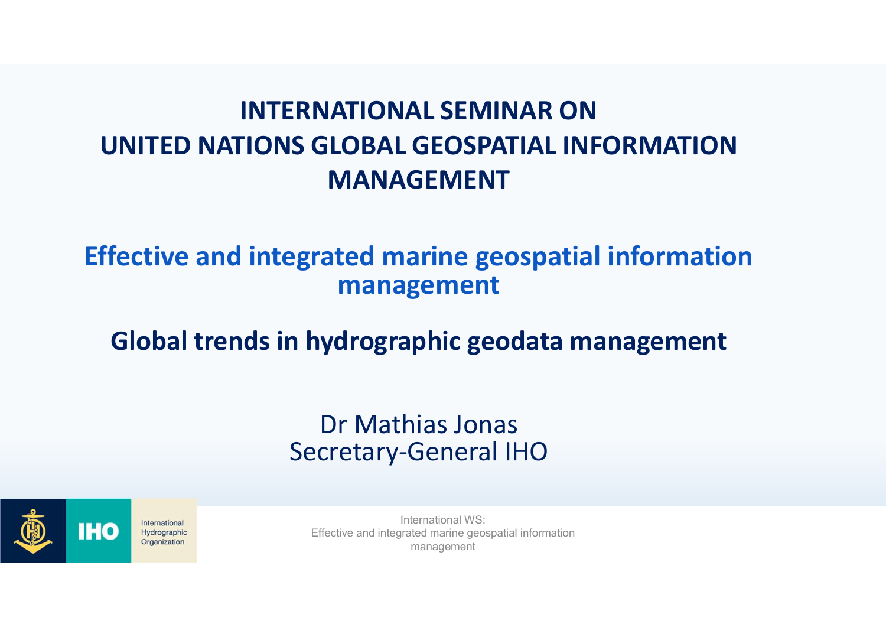# INTERNATIONAL SEMINAR ON UNITED NATIONS GLOBAL GEOSPATIAL INFORMATION MANAGEMENT

## Effective and integrated marine geospatial information management

## Global trends in hydrographic geodata management

Dr Mathias Jonas
Secretary-General IHO

IHO International Hydrographic Organization

International WS:
Effective and integrated marine geospatial information management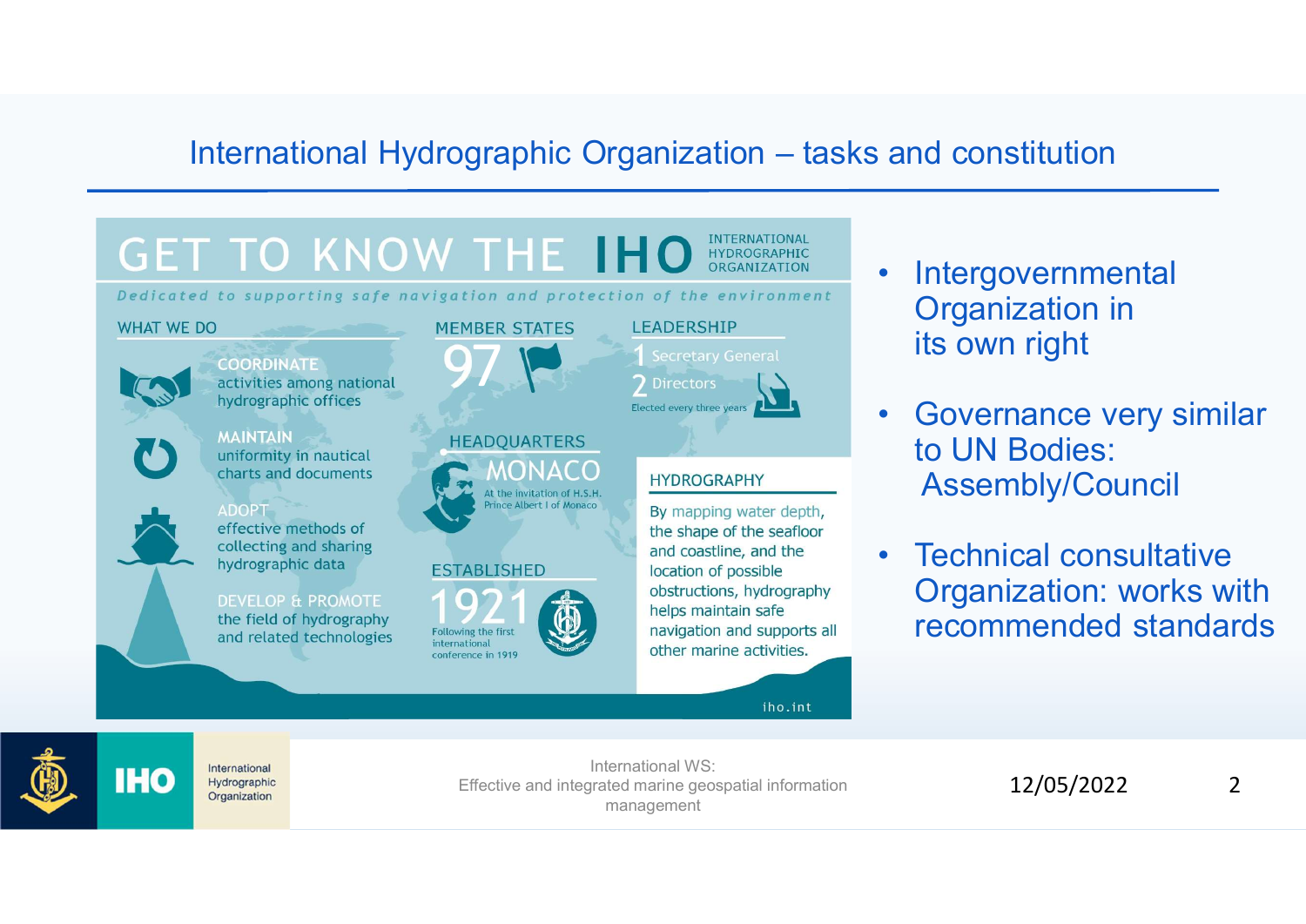# International Hydrographic Organization – tasks and constitution

## GET TO KNOW THE IHO

INTERNATIONAL HYDROGRAPHIC ORGANIZATION

*Dedicated to supporting safe navigation and protection of the environment*

### WHAT WE DO

**COORDINATE** activities among national hydrographic offices

**MAINTAIN** uniformity in nautical charts and documents

**ADOPT** effective methods of collecting and sharing hydrographic data

**DEVELOP & PROMOTE** the field of hydrography and related technologies

### MEMBER STATES

97

### LEADERSHIP

1 Secretary General

2 Directors

Elected every three years

### HEADQUARTERS

MONACO

At the invitation of H.S.H. Prince Albert I of Monaco

### ESTABLISHED

1921

Following the first international conference in 1919

### HYDROGRAPHY

By mapping water depth, the shape of the seafloor and coastline, and the location of possible obstructions, hydrography helps maintain safe navigation and supports all other marine activities.

iho.int

- Intergovernmental Organization in its own right
- Governance very similar to UN Bodies: Assembly/Council
- Technical consultative Organization: works with recommended standards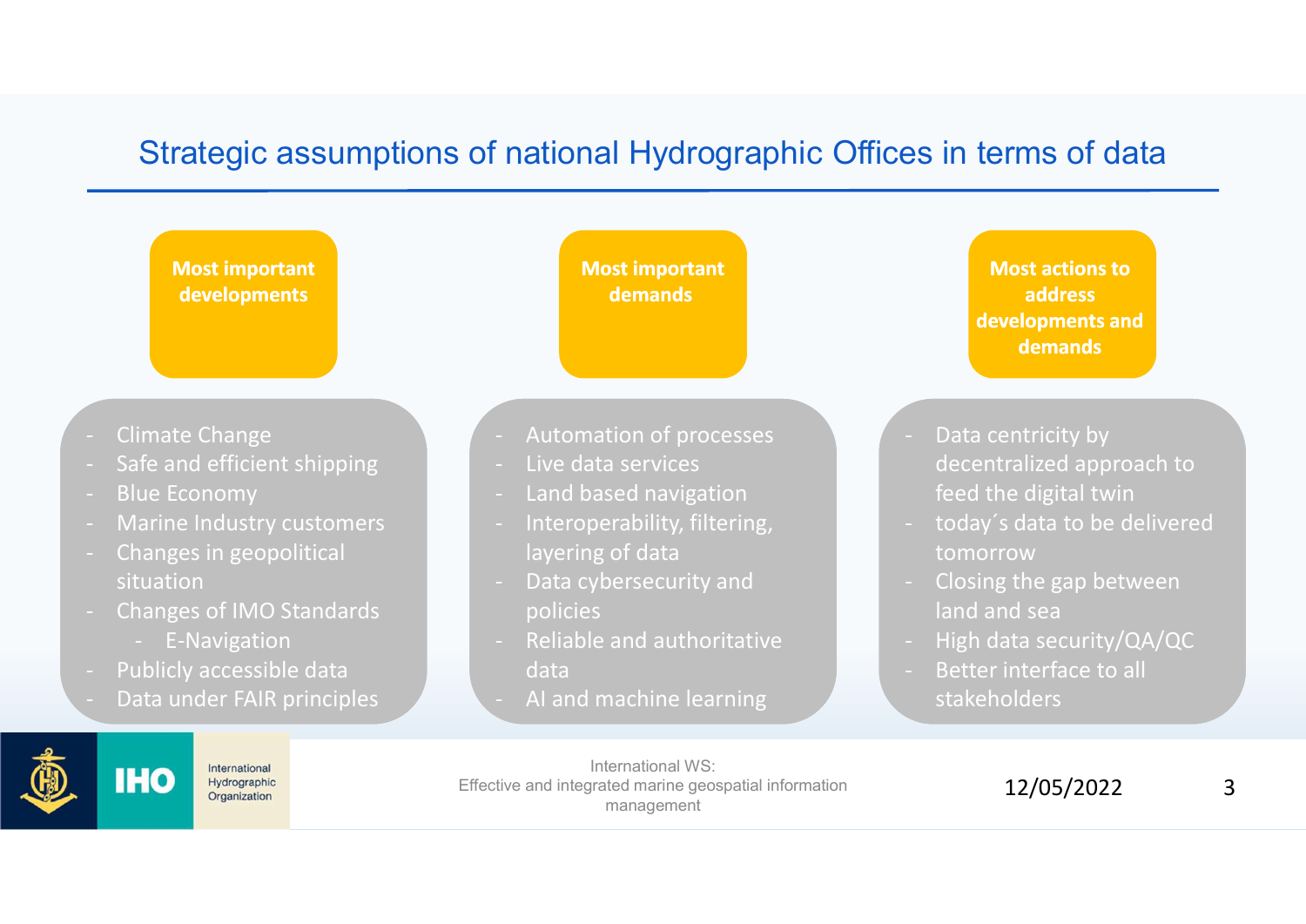# Strategic assumptions of national Hydrographic Offices in terms of data

## Most important developments

- Climate Change
- Safe and efficient shipping
- Blue Economy
- Marine Industry customers
- Changes in geopolitical situation
- Changes of IMO Standards
  - E-Navigation
- Publicly accessible data
- Data under FAIR principles

## Most important demands

- Automation of processes
- Live data services
- Land based navigation
- Interoperability, filtering, layering of data
- Data cybersecurity and policies
- Reliable and authoritative data
- AI and machine learning

## Most actions to address developments and demands

- Data centricity by decentralized approach to feed the digital twin
- today´s data to be delivered tomorrow
- Closing the gap between land and sea
- High data security/QA/QC
- Better interface to all stakeholders

International WS: Effective and integrated marine geospatial information management

12/05/2022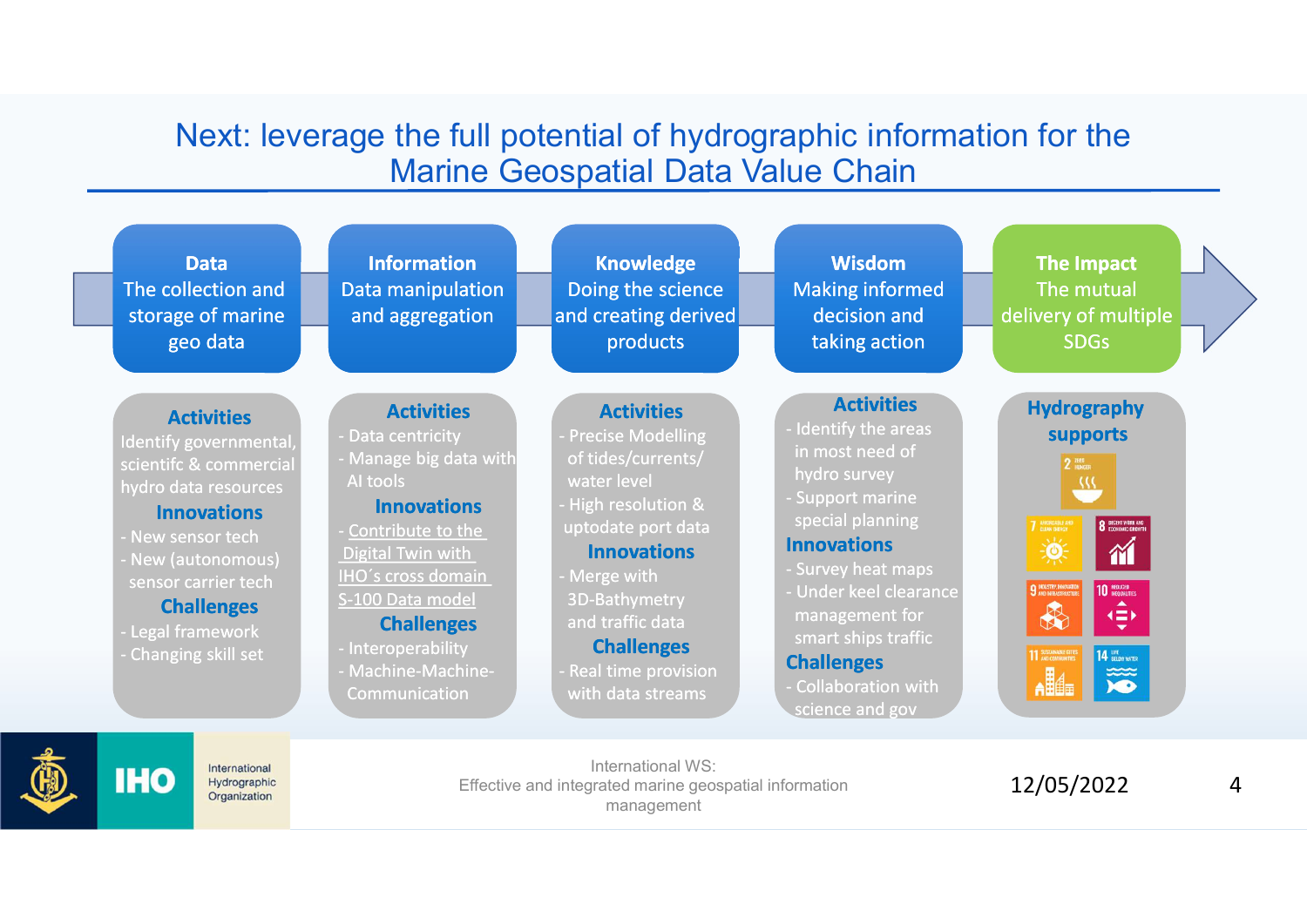# Next: leverage the full potential of hydrographic information for the Marine Geospatial Data Value Chain

**Data**
The collection and storage of marine geo data

**Information**
Data manipulation and aggregation

**Knowledge**
Doing the science and creating derived products

**Wisdom**
Making informed decision and taking action

**The Impact**
The mutual delivery of multiple SDGs

### Data

**Activities**

Identify governmental, scientifc & commercial hydro data resources

**Innovations**

- New sensor tech
- New (autonomous) sensor carrier tech

**Challenges**

- Legal framework
- Changing skill set

### Information

**Activities**

- Data centricity
- Manage big data with AI tools

**Innovations**

- Contribute to the Digital Twin with IHO´s cross domain S-100 Data model

**Challenges**

- Interoperability
- Machine-Machine-Communication

### Knowledge

**Activities**

- Precise Modelling of tides/currents/ water level
- High resolution & uptodate port data

**Innovations**

- Merge with 3D-Bathymetry and traffic data

**Challenges**

- Real time provision with data streams

### Wisdom

**Activities**

- Identify the areas in most need of hydro survey
- Support marine special planning

**Innovations**

- Survey heat maps
- Under keel clearance management for smart ships traffic

**Challenges**

- Collaboration with science and gov

### Hydrography supports

2 ZERO HUNGER

7 AFFORDABLE AND CLEAN ENERGY

8 DECENT WORK AND ECONOMIC GROWTH

9 INDUSTRY, INNOVATION AND INFRASTRUCTURE

10 REDUCED INEQUALITIES

11 SUSTAINABLE CITIES AND COMMUNITIES

14 LIFE BELOW WATER

IHO International Hydrographic Organization

International WS:
Effective and integrated marine geospatial information management

12/05/2022